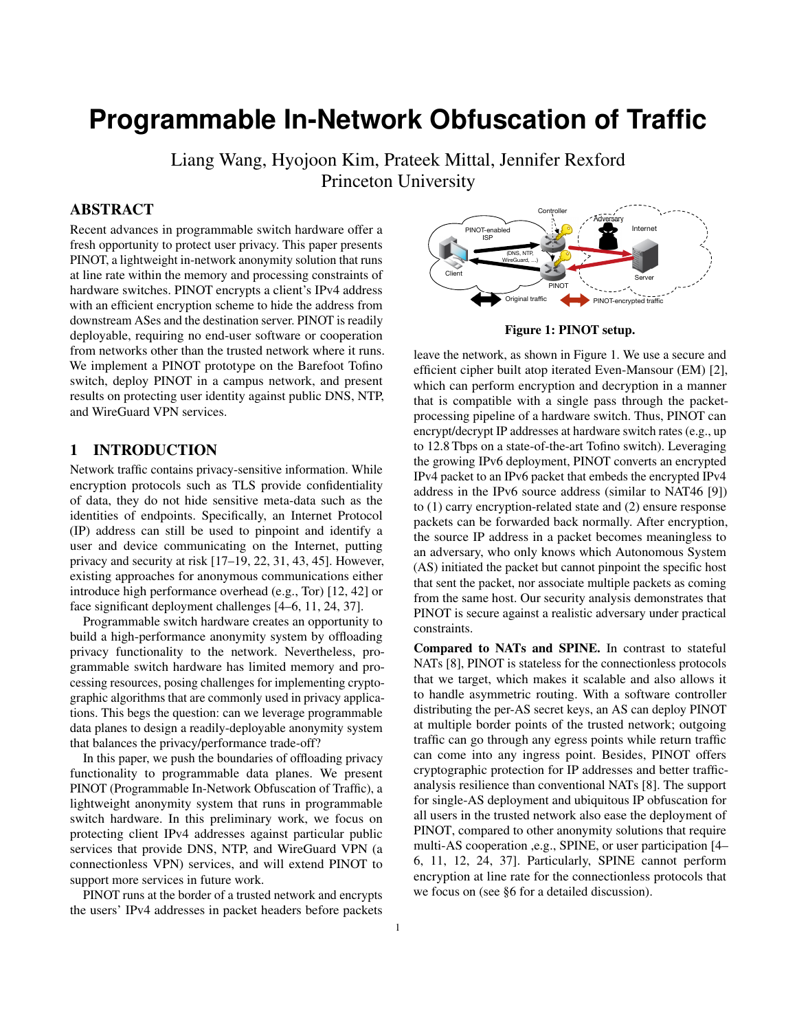# Programmable In-Network Obfuscation of Traffic

Liang Wang, Hyojoon Kim, Prateek Mittal, Jennifer Rexford
Princeton University

## ABSTRACT

Recent advances in programmable switch hardware offer a fresh opportunity to protect user privacy. This paper presents PINOT, a lightweight in-network anonymity solution that runs at line rate within the memory and processing constraints of hardware switches. PINOT encrypts a client's IPv4 address with an efficient encryption scheme to hide the address from downstream ASes and the destination server. PINOT is readily deployable, requiring no end-user software or cooperation from networks other than the trusted network where it runs. We implement a PINOT prototype on the Barefoot Tofino switch, deploy PINOT in a campus network, and present results on protecting user identity against public DNS, NTP, and WireGuard VPN services.

## 1 INTRODUCTION

Network traffic contains privacy-sensitive information. While encryption protocols such as TLS provide confidentiality of data, they do not hide sensitive meta-data such as the identities of endpoints. Specifically, an Internet Protocol (IP) address can still be used to pinpoint and identify a user and device communicating on the Internet, putting privacy and security at risk [17–19, 22, 31, 43, 45]. However, existing approaches for anonymous communications either introduce high performance overhead (e.g., Tor) [12, 42] or face significant deployment challenges [4–6, 11, 24, 37].

Programmable switch hardware creates an opportunity to build a high-performance anonymity system by offloading privacy functionality to the network. Nevertheless, programmable switch hardware has limited memory and processing resources, posing challenges for implementing cryptographic algorithms that are commonly used in privacy applications. This begs the question: can we leverage programmable data planes to design a readily-deployable anonymity system that balances the privacy/performance trade-off?

In this paper, we push the boundaries of offloading privacy functionality to programmable data planes. We present PINOT (Programmable In-Network Obfuscation of Traffic), a lightweight anonymity system that runs in programmable switch hardware. In this preliminary work, we focus on protecting client IPv4 addresses against particular public services that provide DNS, NTP, and WireGuard VPN (a connectionless VPN) services, and will extend PINOT to support more services in future work.

PINOT runs at the border of a trusted network and encrypts the users' IPv4 addresses in packet headers before packets leave the network, as shown in Figure 1. We use a secure and efficient cipher built atop iterated Even-Mansour (EM) [2], which can perform encryption and decryption in a manner that is compatible with a single pass through the packet-processing pipeline of a hardware switch. Thus, PINOT can encrypt/decrypt IP addresses at hardware switch rates (e.g., up to 12.8 Tbps on a state-of-the-art Tofino switch). Leveraging the growing IPv6 deployment, PINOT converts an encrypted IPv4 packet to an IPv6 packet that embeds the encrypted IPv4 address in the IPv6 source address (similar to NAT46 [9]) to (1) carry encryption-related state and (2) ensure response packets can be forwarded back normally. After encryption, the source IP address in a packet becomes meaningless to an adversary, who only knows which Autonomous System (AS) initiated the packet but cannot pinpoint the specific host that sent the packet, nor associate multiple packets as coming from the same host. Our security analysis demonstrates that PINOT is secure against a realistic adversary under practical constraints.

Figure 1: PINOT setup.

**Compared to NATs and SPINE.** In contrast to stateful NATs [8], PINOT is stateless for the connectionless protocols that we target, which makes it scalable and also allows it to handle asymmetric routing. With a software controller distributing the per-AS secret keys, an AS can deploy PINOT at multiple border points of the trusted network; outgoing traffic can go through any egress points while return traffic can come into any ingress point. Besides, PINOT offers cryptographic protection for IP addresses and better traffic-analysis resilience than conventional NATs [8]. The support for single-AS deployment and ubiquitous IP obfuscation for all users in the trusted network also ease the deployment of PINOT, compared to other anonymity solutions that require multi-AS cooperation ,e.g., SPINE, or user participation [4–6, 11, 12, 24, 37]. Particularly, SPINE cannot perform encryption at line rate for the connectionless protocols that we focus on (see §6 for a detailed discussion).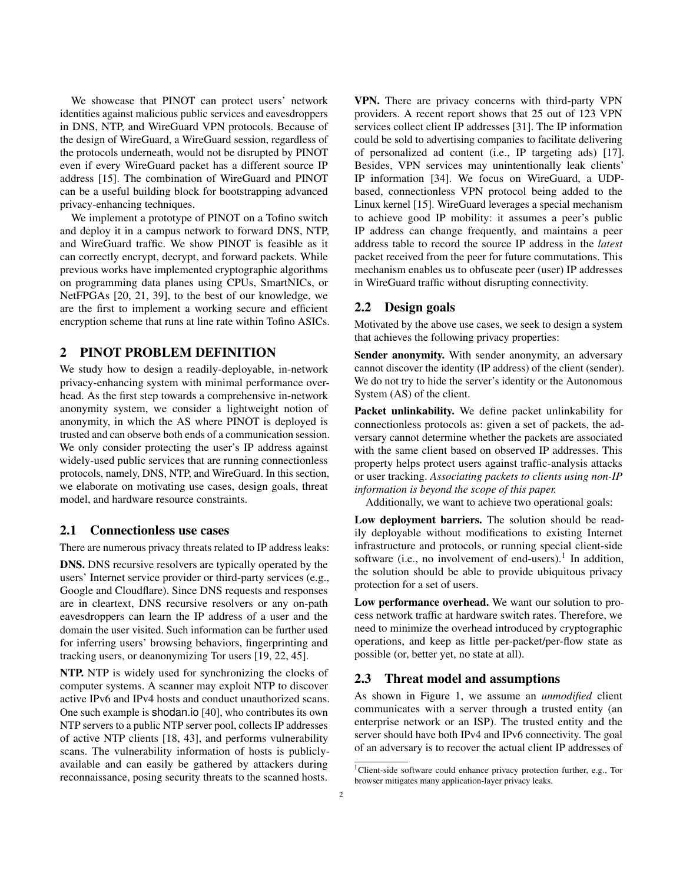We showcase that PINOT can protect users' network identities against malicious public services and eavesdroppers in DNS, NTP, and WireGuard VPN protocols. Because of the design of WireGuard, a WireGuard session, regardless of the protocols underneath, would not be disrupted by PINOT even if every WireGuard packet has a different source IP address [15]. The combination of WireGuard and PINOT can be a useful building block for bootstrapping advanced privacy-enhancing techniques.

We implement a prototype of PINOT on a Tofino switch and deploy it in a campus network to forward DNS, NTP, and WireGuard traffic. We show PINOT is feasible as it can correctly encrypt, decrypt, and forward packets. While previous works have implemented cryptographic algorithms on programming data planes using CPUs, SmartNICs, or NetFPGAs [20, 21, 39], to the best of our knowledge, we are the first to implement a working secure and efficient encryption scheme that runs at line rate within Tofino ASICs.

## 2 PINOT PROBLEM DEFINITION

We study how to design a readily-deployable, in-network privacy-enhancing system with minimal performance overhead. As the first step towards a comprehensive in-network anonymity system, we consider a lightweight notion of anonymity, in which the AS where PINOT is deployed is trusted and can observe both ends of a communication session. We only consider protecting the user's IP address against widely-used public services that are running connectionless protocols, namely, DNS, NTP, and WireGuard. In this section, we elaborate on motivating use cases, design goals, threat model, and hardware resource constraints.

### 2.1 Connectionless use cases

There are numerous privacy threats related to IP address leaks:

**DNS.** DNS recursive resolvers are typically operated by the users' Internet service provider or third-party services (e.g., Google and Cloudflare). Since DNS requests and responses are in cleartext, DNS recursive resolvers or any on-path eavesdroppers can learn the IP address of a user and the domain the user visited. Such information can be further used for inferring users' browsing behaviors, fingerprinting and tracking users, or deanonymizing Tor users [19, 22, 45].

**NTP.** NTP is widely used for synchronizing the clocks of computer systems. A scanner may exploit NTP to discover active IPv6 and IPv4 hosts and conduct unauthorized scans. One such example is shodan.io [40], who contributes its own NTP servers to a public NTP server pool, collects IP addresses of active NTP clients [18, 43], and performs vulnerability scans. The vulnerability information of hosts is publicly-available and can easily be gathered by attackers during reconnaissance, posing security threats to the scanned hosts.

**VPN.** There are privacy concerns with third-party VPN providers. A recent report shows that 25 out of 123 VPN services collect client IP addresses [31]. The IP information could be sold to advertising companies to facilitate delivering of personalized ad content (i.e., IP targeting ads) [17]. Besides, VPN services may unintentionally leak clients' IP information [34]. We focus on WireGuard, a UDP-based, connectionless VPN protocol being added to the Linux kernel [15]. WireGuard leverages a special mechanism to achieve good IP mobility: it assumes a peer's public IP address can change frequently, and maintains a peer address table to record the source IP address in the *latest* packet received from the peer for future commutations. This mechanism enables us to obfuscate peer (user) IP addresses in WireGuard traffic without disrupting connectivity.

### 2.2 Design goals

Motivated by the above use cases, we seek to design a system that achieves the following privacy properties:

**Sender anonymity.** With sender anonymity, an adversary cannot discover the identity (IP address) of the client (sender). We do not try to hide the server's identity or the Autonomous System (AS) of the client.

**Packet unlinkability.** We define packet unlinkability for connectionless protocols as: given a set of packets, the adversary cannot determine whether the packets are associated with the same client based on observed IP addresses. This property helps protect users against traffic-analysis attacks or user tracking. *Associating packets to clients using non-IP information is beyond the scope of this paper.*

Additionally, we want to achieve two operational goals:

**Low deployment barriers.** The solution should be readily deployable without modifications to existing Internet infrastructure and protocols, or running special client-side software (i.e., no involvement of end-users).[1] In addition, the solution should be able to provide ubiquitous privacy protection for a set of users.

**Low performance overhead.** We want our solution to process network traffic at hardware switch rates. Therefore, we need to minimize the overhead introduced by cryptographic operations, and keep as little per-packet/per-flow state as possible (or, better yet, no state at all).

### 2.3 Threat model and assumptions

As shown in Figure 1, we assume an *unmodified* client communicates with a server through a trusted entity (an enterprise network or an ISP). The trusted entity and the server should have both IPv4 and IPv6 connectivity. The goal of an adversary is to recover the actual client IP addresses of

[1] Client-side software could enhance privacy protection further, e.g., Tor browser mitigates many application-layer privacy leaks.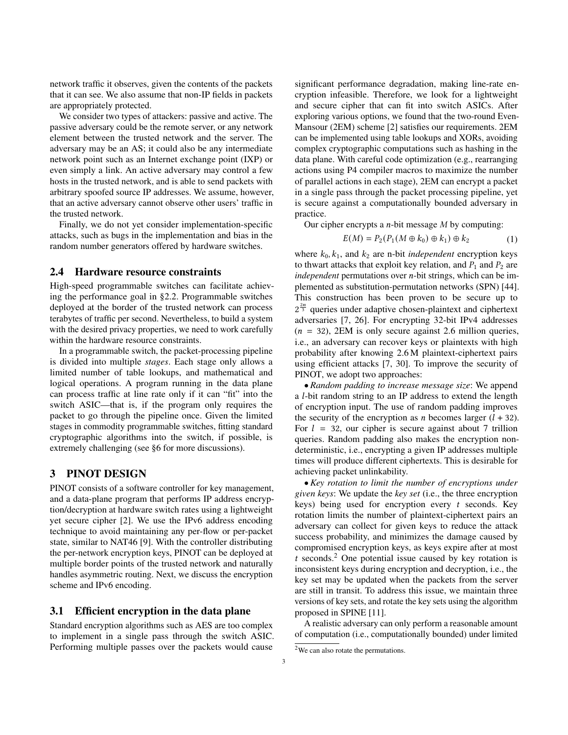network traffic it observes, given the contents of the packets that it can see. We also assume that non-IP fields in packets are appropriately protected.

We consider two types of attackers: passive and active. The passive adversary could be the remote server, or any network element between the trusted network and the server. The adversary may be an AS; it could also be any intermediate network point such as an Internet exchange point (IXP) or even simply a link. An active adversary may control a few hosts in the trusted network, and is able to send packets with arbitrary spoofed source IP addresses. We assume, however, that an active adversary cannot observe other users' traffic in the trusted network.

Finally, we do not yet consider implementation-specific attacks, such as bugs in the implementation and bias in the random number generators offered by hardware switches.

## 2.4 Hardware resource constraints

High-speed programmable switches can facilitate achieving the performance goal in §2.2. Programmable switches deployed at the border of the trusted network can process terabytes of traffic per second. Nevertheless, to build a system with the desired privacy properties, we need to work carefully within the hardware resource constraints.

In a programmable switch, the packet-processing pipeline is divided into multiple *stages*. Each stage only allows a limited number of table lookups, and mathematical and logical operations. A program running in the data plane can process traffic at line rate only if it can "fit" into the switch ASIC—that is, if the program only requires the packet to go through the pipeline once. Given the limited stages in commodity programmable switches, fitting standard cryptographic algorithms into the switch, if possible, is extremely challenging (see §6 for more discussions).

# 3 PINOT DESIGN

PINOT consists of a software controller for key management, and a data-plane program that performs IP address encryption/decryption at hardware switch rates using a lightweight yet secure cipher [2]. We use the IPv6 address encoding technique to avoid maintaining any per-flow or per-packet state, similar to NAT46 [9]. With the controller distributing the per-network encryption keys, PINOT can be deployed at multiple border points of the trusted network and naturally handles asymmetric routing. Next, we discuss the encryption scheme and IPv6 encoding.

## 3.1 Efficient encryption in the data plane

Standard encryption algorithms such as AES are too complex to implement in a single pass through the switch ASIC. Performing multiple passes over the packets would cause significant performance degradation, making line-rate encryption infeasible. Therefore, we look for a lightweight and secure cipher that can fit into switch ASICs. After exploring various options, we found that the two-round Even-Mansour (2EM) scheme [2] satisfies our requirements. 2EM can be implemented using table lookups and XORs, avoiding complex cryptographic computations such as hashing in the data plane. With careful code optimization (e.g., rearranging actions using P4 compiler macros to maximize the number of parallel actions in each stage), 2EM can encrypt a packet in a single pass through the packet processing pipeline, yet is secure against a computationally bounded adversary in practice.

Our cipher encrypts a $n$-bit message $M$ by computing:

$$E(M) = P_2(P_1(M \oplus k_0) \oplus k_1) \oplus k_2 \tag{1}$$

where $k_0, k_1$, and $k_2$ are n-bit *independent* encryption keys to thwart attacks that exploit key relation, and $P_1$ and $P_2$ are *independent* permutations over $n$-bit strings, which can be implemented as substitution-permutation networks (SPN) [44]. This construction has been proven to be secure up to $2^{\frac{2n}{3}}$ queries under adaptive chosen-plaintext and ciphertext adversaries [7, 26]. For encrypting 32-bit IPv4 addresses ($n = 32$), 2EM is only secure against 2.6 million queries, i.e., an adversary can recover keys or plaintexts with high probability after knowing 2.6 M plaintext-ciphertext pairs using efficient attacks [7, 30]. To improve the security of PINOT, we adopt two approaches:

• *Random padding to increase message size*: We append a $l$-bit random string to an IP address to extend the length of encryption input. The use of random padding improves the security of the encryption as $n$ becomes larger ($l + 32$). For $l = 32$, our cipher is secure against about 7 trillion queries. Random padding also makes the encryption non-deterministic, i.e., encrypting a given IP addresses multiple times will produce different ciphertexts. This is desirable for achieving packet unlinkability.

• *Key rotation to limit the number of encryptions under given keys*: We update the *key set* (i.e., the three encryption keys) being used for encryption every $t$ seconds. Key rotation limits the number of plaintext-ciphertext pairs an adversary can collect for given keys to reduce the attack success probability, and minimizes the damage caused by compromised encryption keys, as keys expire after at most $t$ seconds.[2] One potential issue caused by key rotation is inconsistent keys during encryption and decryption, i.e., the key set may be updated when the packets from the server are still in transit. To address this issue, we maintain three versions of key sets, and rotate the key sets using the algorithm proposed in SPINE [11].

A realistic adversary can only perform a reasonable amount of computation (i.e., computationally bounded) under limited

[2] We can also rotate the permutations.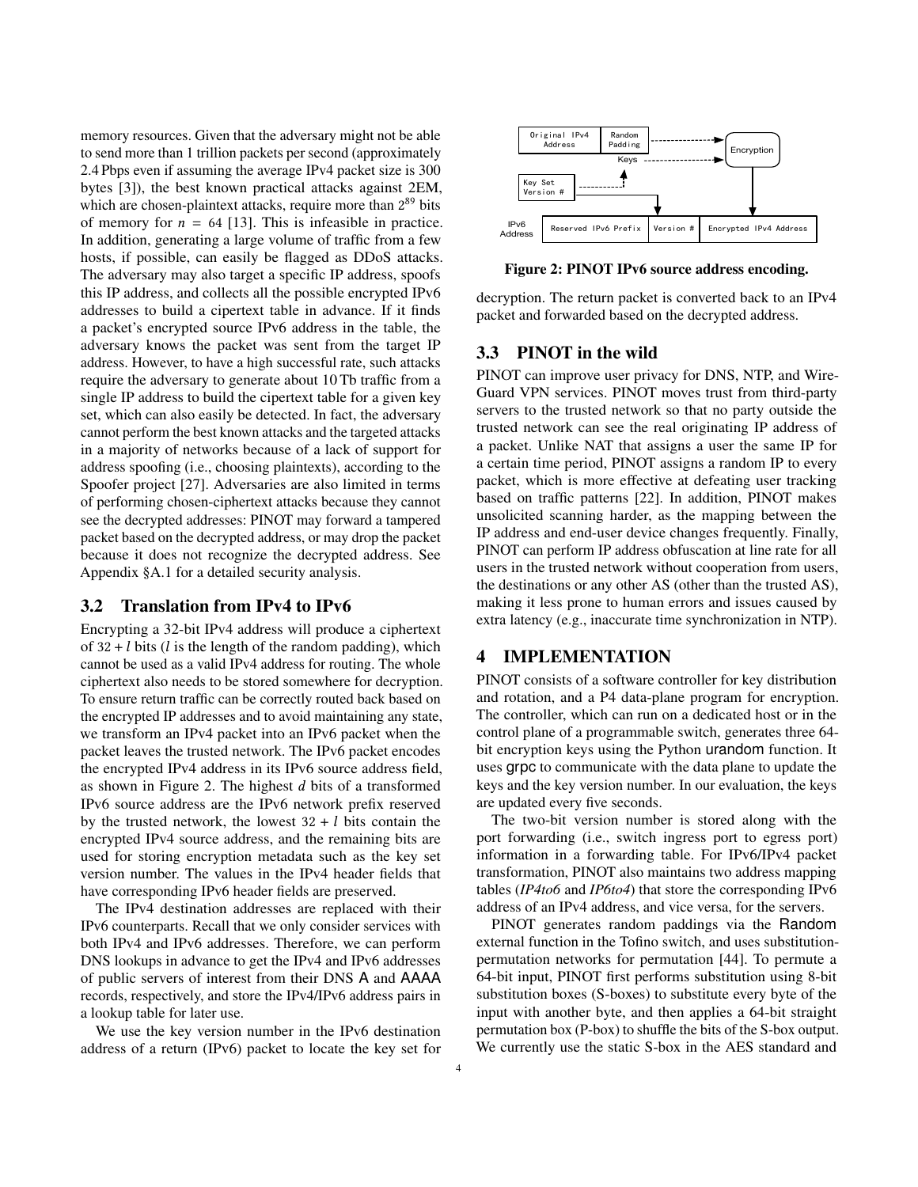memory resources. Given that the adversary might not be able to send more than 1 trillion packets per second (approximately 2.4 Pbps even if assuming the average IPv4 packet size is 300 bytes [3]), the best known practical attacks against 2EM, which are chosen-plaintext attacks, require more than $2^{89}$ bits of memory for $n = 64$ [13]. This is infeasible in practice. In addition, generating a large volume of traffic from a few hosts, if possible, can easily be flagged as DDoS attacks. The adversary may also target a specific IP address, spoofs this IP address, and collects all the possible encrypted IPv6 addresses to build a cipertext table in advance. If it finds a packet's encrypted source IPv6 address in the table, the adversary knows the packet was sent from the target IP address. However, to have a high successful rate, such attacks require the adversary to generate about 10 Tb traffic from a single IP address to build the cipertext table for a given key set, which can also easily be detected. In fact, the adversary cannot perform the best known attacks and the targeted attacks in a majority of networks because of a lack of support for address spoofing (i.e., choosing plaintexts), according to the Spoofer project [27]. Adversaries are also limited in terms of performing chosen-ciphertext attacks because they cannot see the decrypted addresses: PINOT may forward a tampered packet based on the decrypted address, or may drop the packet because it does not recognize the decrypted address. See Appendix §A.1 for a detailed security analysis.

### 3.2 Translation from IPv4 to IPv6

Encrypting a 32-bit IPv4 address will produce a ciphertext of $32 + l$ bits ($l$ is the length of the random padding), which cannot be used as a valid IPv4 address for routing. The whole ciphertext also needs to be stored somewhere for decryption. To ensure return traffic can be correctly routed back based on the encrypted IP addresses and to avoid maintaining any state, we transform an IPv4 packet into an IPv6 packet when the packet leaves the trusted network. The IPv6 packet encodes the encrypted IPv4 address in its IPv6 source address field, as shown in Figure 2. The highest $d$ bits of a transformed IPv6 source address are the IPv6 network prefix reserved by the trusted network, the lowest $32 + l$ bits contain the encrypted IPv4 source address, and the remaining bits are used for storing encryption metadata such as the key set version number. The values in the IPv4 header fields that have corresponding IPv6 header fields are preserved.

The IPv4 destination addresses are replaced with their IPv6 counterparts. Recall that we only consider services with both IPv4 and IPv6 addresses. Therefore, we can perform DNS lookups in advance to get the IPv4 and IPv6 addresses of public servers of interest from their DNS A and AAAA records, respectively, and store the IPv4/IPv6 address pairs in a lookup table for later use.

We use the key version number in the IPv6 destination address of a return (IPv6) packet to locate the key set for decryption. The return packet is converted back to an IPv4 packet and forwarded based on the decrypted address.

Original IPv4 Address | Random Padding | Keys | Encryption | Key Set Version # | IPv6 Address | Reserved IPv6 Prefix | Version # | Encrypted IPv4 Address

**Figure 2: PINOT IPv6 source address encoding.**

### 3.3 PINOT in the wild

PINOT can improve user privacy for DNS, NTP, and WireGuard VPN services. PINOT moves trust from third-party servers to the trusted network so that no party outside the trusted network can see the real originating IP address of a packet. Unlike NAT that assigns a user the same IP for a certain time period, PINOT assigns a random IP to every packet, which is more effective at defeating user tracking based on traffic patterns [22]. In addition, PINOT makes unsolicited scanning harder, as the mapping between the IP address and end-user device changes frequently. Finally, PINOT can perform IP address obfuscation at line rate for all users in the trusted network without cooperation from users, the destinations or any other AS (other than the trusted AS), making it less prone to human errors and issues caused by extra latency (e.g., inaccurate time synchronization in NTP).

## 4 IMPLEMENTATION

PINOT consists of a software controller for key distribution and rotation, and a P4 data-plane program for encryption. The controller, which can run on a dedicated host or in the control plane of a programmable switch, generates three 64-bit encryption keys using the Python urandom function. It uses grpc to communicate with the data plane to update the keys and the key version number. In our evaluation, the keys are updated every five seconds.

The two-bit version number is stored along with the port forwarding (i.e., switch ingress port to egress port) information in a forwarding table. For IPv6/IPv4 packet transformation, PINOT also maintains two address mapping tables (*IP4to6* and *IP6to4*) that store the corresponding IPv6 address of an IPv4 address, and vice versa, for the servers.

PINOT generates random paddings via the Random external function in the Tofino switch, and uses substitution-permutation networks for permutation [44]. To permute a 64-bit input, PINOT first performs substitution using 8-bit substitution boxes (S-boxes) to substitute every byte of the input with another byte, and then applies a 64-bit straight permutation box (P-box) to shuffle the bits of the S-box output. We currently use the static S-box in the AES standard and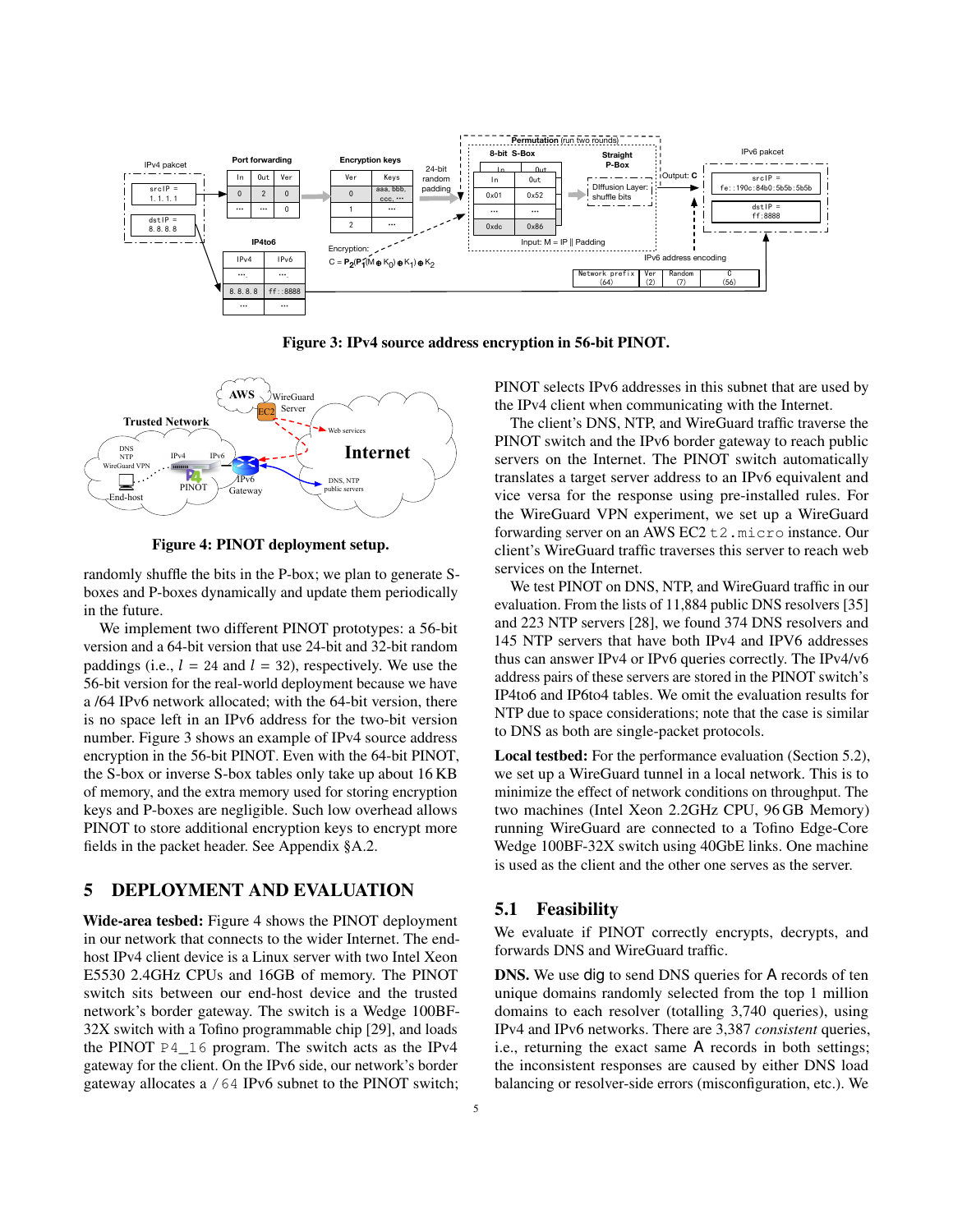Figure 3: IPv4 source address encryption in 56-bit PINOT.

Figure 4: PINOT deployment setup.

randomly shuffle the bits in the P-box; we plan to generate S-boxes and P-boxes dynamically and update them periodically in the future.

We implement two different PINOT prototypes: a 56-bit version and a 64-bit version that use 24-bit and 32-bit random paddings (i.e., $l = 24$ and $l = 32$), respectively. We use the 56-bit version for the real-world deployment because we have a /64 IPv6 network allocated; with the 64-bit version, there is no space left in an IPv6 address for the two-bit version number. Figure 3 shows an example of IPv4 source address encryption in the 56-bit PINOT. Even with the 64-bit PINOT, the S-box or inverse S-box tables only take up about 16 KB of memory, and the extra memory used for storing encryption keys and P-boxes are negligible. Such low overhead allows PINOT to store additional encryption keys to encrypt more fields in the packet header. See Appendix §A.2.

## 5 DEPLOYMENT AND EVALUATION

**Wide-area tesbed:** Figure 4 shows the PINOT deployment in our network that connects to the wider Internet. The end-host IPv4 client device is a Linux server with two Intel Xeon E5530 2.4GHz CPUs and 16GB of memory. The PINOT switch sits between our end-host device and the trusted network's border gateway. The switch is a Wedge 100BF-32X switch with a Tofino programmable chip [29], and loads the PINOT `P4_16` program. The switch acts as the IPv4 gateway for the client. On the IPv6 side, our network's border gateway allocates a `/64` IPv6 subnet to the PINOT switch; PINOT selects IPv6 addresses in this subnet that are used by the IPv4 client when communicating with the Internet.

The client's DNS, NTP, and WireGuard traffic traverse the PINOT switch and the IPv6 border gateway to reach public servers on the Internet. The PINOT switch automatically translates a target server address to an IPv6 equivalent and vice versa for the response using pre-installed rules. For the WireGuard VPN experiment, we set up a WireGuard forwarding server on an AWS EC2 `t2.micro` instance. Our client's WireGuard traffic traverses this server to reach web services on the Internet.

We test PINOT on DNS, NTP, and WireGuard traffic in our evaluation. From the lists of 11,884 public DNS resolvers [35] and 223 NTP servers [28], we found 374 DNS resolvers and 145 NTP servers that have both IPv4 and IPV6 addresses thus can answer IPv4 or IPv6 queries correctly. The IPv4/v6 address pairs of these servers are stored in the PINOT switch's IP4to6 and IP6to4 tables. We omit the evaluation results for NTP due to space considerations; note that the case is similar to DNS as both are single-packet protocols.

**Local testbed:** For the performance evaluation (Section 5.2), we set up a WireGuard tunnel in a local network. This is to minimize the effect of network conditions on throughput. The two machines (Intel Xeon 2.2GHz CPU, 96 GB Memory) running WireGuard are connected to a Tofino Edge-Core Wedge 100BF-32X switch using 40GbE links. One machine is used as the client and the other one serves as the server.

### 5.1 Feasibility

We evaluate if PINOT correctly encrypts, decrypts, and forwards DNS and WireGuard traffic.

**DNS.** We use dig to send DNS queries for A records of ten unique domains randomly selected from the top 1 million domains to each resolver (totalling 3,740 queries), using IPv4 and IPv6 networks. There are 3,387 *consistent* queries, i.e., returning the exact same A records in both settings; the inconsistent responses are caused by either DNS load balancing or resolver-side errors (misconfiguration, etc.). We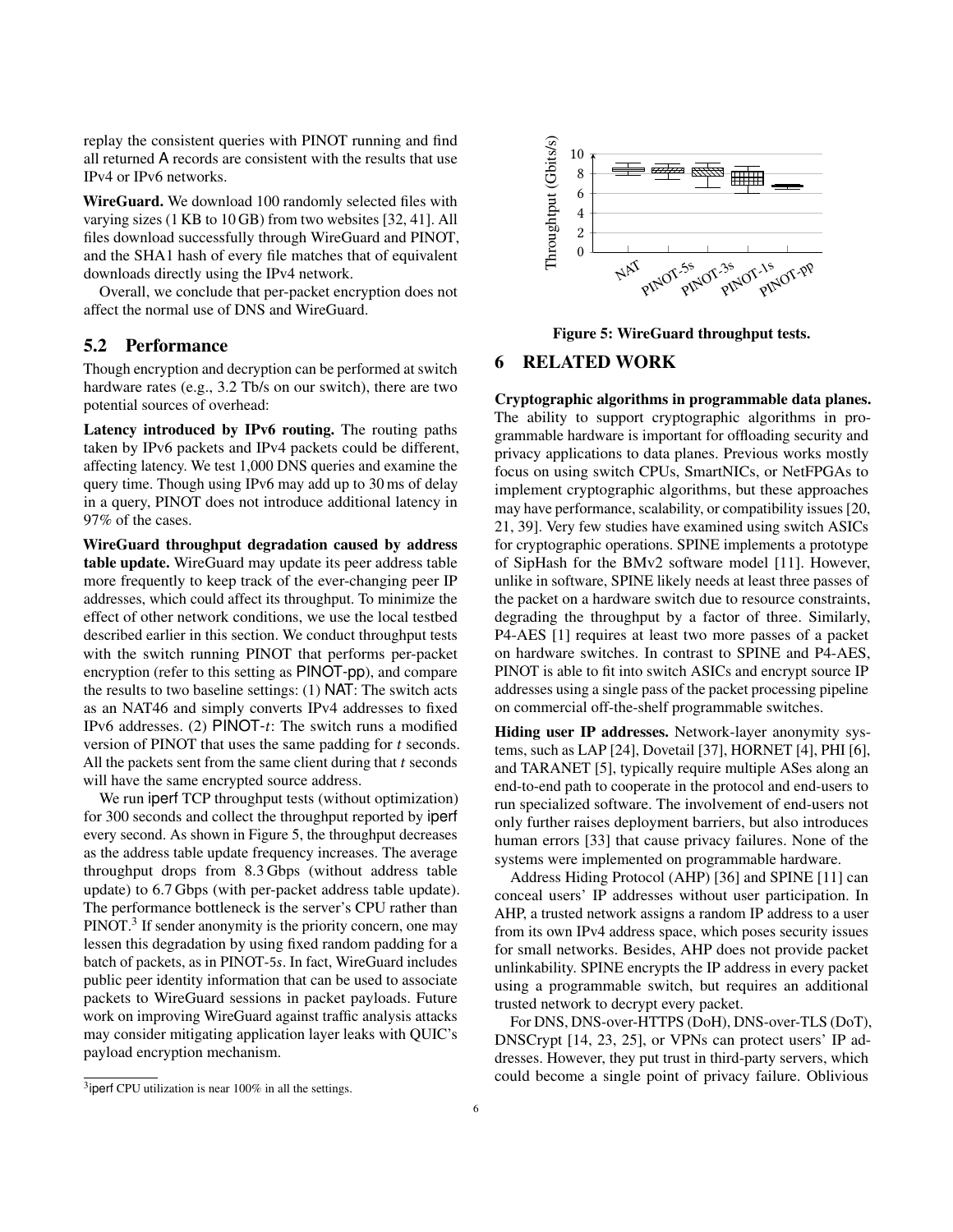replay the consistent queries with PINOT running and find all returned A records are consistent with the results that use IPv4 or IPv6 networks.

**WireGuard.** We download 100 randomly selected files with varying sizes (1 KB to 10 GB) from two websites [32, 41]. All files download successfully through WireGuard and PINOT, and the SHA1 hash of every file matches that of equivalent downloads directly using the IPv4 network.

Overall, we conclude that per-packet encryption does not affect the normal use of DNS and WireGuard.

## 5.2 Performance

Though encryption and decryption can be performed at switch hardware rates (e.g., 3.2 Tb/s on our switch), there are two potential sources of overhead:

**Latency introduced by IPv6 routing.** The routing paths taken by IPv6 packets and IPv4 packets could be different, affecting latency. We test 1,000 DNS queries and examine the query time. Though using IPv6 may add up to 30 ms of delay in a query, PINOT does not introduce additional latency in 97% of the cases.

**WireGuard throughput degradation caused by address table update.** WireGuard may update its peer address table more frequently to keep track of the ever-changing peer IP addresses, which could affect its throughput. To minimize the effect of other network conditions, we use the local testbed described earlier in this section. We conduct throughput tests with the switch running PINOT that performs per-packet encryption (refer to this setting as PINOT-pp), and compare the results to two baseline settings: (1) NAT: The switch acts as an NAT46 and simply converts IPv4 addresses to fixed IPv6 addresses. (2) PINOT-$t$: The switch runs a modified version of PINOT that uses the same padding for $t$ seconds. All the packets sent from the same client during that $t$ seconds will have the same encrypted source address.

We run iperf TCP throughput tests (without optimization) for 300 seconds and collect the throughput reported by iperf every second. As shown in Figure 5, the throughput decreases as the address table update frequency increases. The average throughput drops from 8.3 Gbps (without address table update) to 6.7 Gbps (with per-packet address table update). The performance bottleneck is the server's CPU rather than PINOT.[3] If sender anonymity is the priority concern, one may lessen this degradation by using fixed random padding for a batch of packets, as in PINOT-5$s$. In fact, WireGuard includes public peer identity information that can be used to associate packets to WireGuard sessions in packet payloads. Future work on improving WireGuard against traffic analysis attacks may consider mitigating application layer leaks with QUIC's payload encryption mechanism.

[3] iperf CPU utilization is near 100% in all the settings.

**Figure 5: WireGuard throughput tests.**

# 6 RELATED WORK

**Cryptographic algorithms in programmable data planes.** The ability to support cryptographic algorithms in programmable hardware is important for offloading security and privacy applications to data planes. Previous works mostly focus on using switch CPUs, SmartNICs, or NetFPGAs to implement cryptographic algorithms, but these approaches may have performance, scalability, or compatibility issues [20, 21, 39]. Very few studies have examined using switch ASICs for cryptographic operations. SPINE implements a prototype of SipHash for the BMv2 software model [11]. However, unlike in software, SPINE likely needs at least three passes of the packet on a hardware switch due to resource constraints, degrading the throughput by a factor of three. Similarly, P4-AES [1] requires at least two more passes of a packet on hardware switches. In contrast to SPINE and P4-AES, PINOT is able to fit into switch ASICs and encrypt source IP addresses using a single pass of the packet processing pipeline on commercial off-the-shelf programmable switches.

**Hiding user IP addresses.** Network-layer anonymity systems, such as LAP [24], Dovetail [37], HORNET [4], PHI [6], and TARANET [5], typically require multiple ASes along an end-to-end path to cooperate in the protocol and end-users to run specialized software. The involvement of end-users not only further raises deployment barriers, but also introduces human errors [33] that cause privacy failures. None of the systems were implemented on programmable hardware.

Address Hiding Protocol (AHP) [36] and SPINE [11] can conceal users' IP addresses without user participation. In AHP, a trusted network assigns a random IP address to a user from its own IPv4 address space, which poses security issues for small networks. Besides, AHP does not provide packet unlinkability. SPINE encrypts the IP address in every packet using a programmable switch, but requires an additional trusted network to decrypt every packet.

For DNS, DNS-over-HTTPS (DoH), DNS-over-TLS (DoT), DNSCrypt [14, 23, 25], or VPNs can protect users' IP addresses. However, they put trust in third-party servers, which could become a single point of privacy failure. Oblivious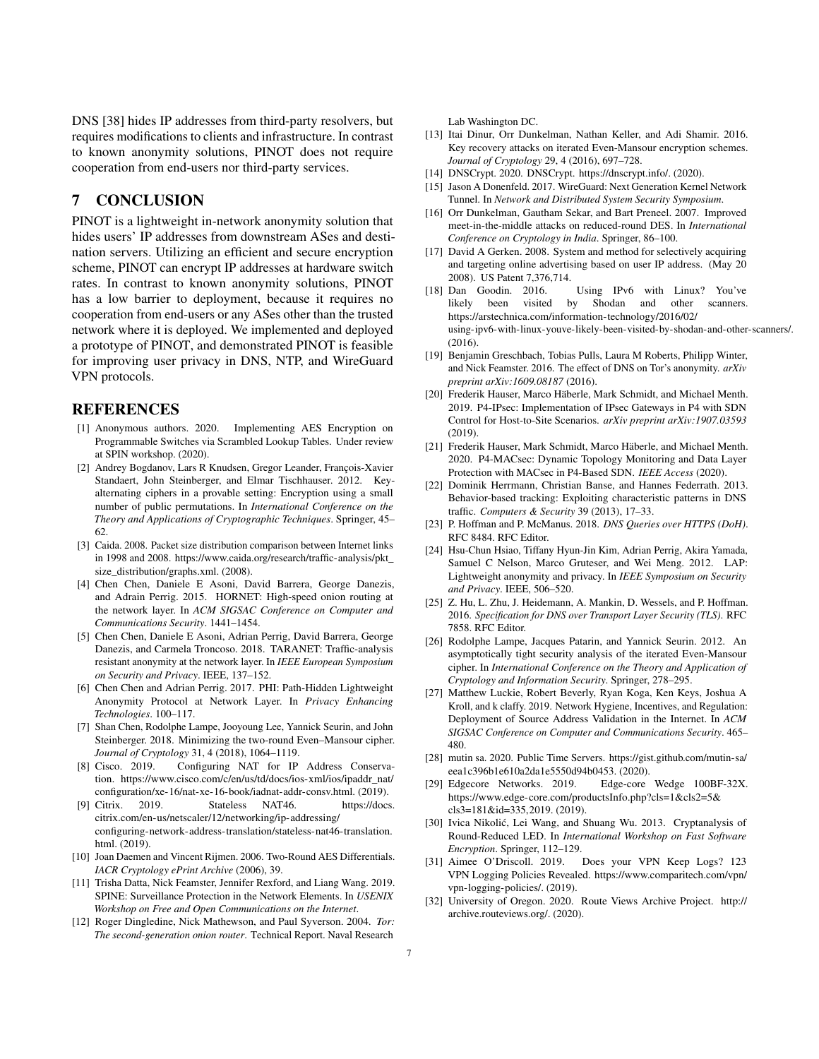DNS [38] hides IP addresses from third-party resolvers, but requires modifications to clients and infrastructure. In contrast to known anonymity solutions, PINOT does not require cooperation from end-users nor third-party services.

# 7 CONCLUSION

PINOT is a lightweight in-network anonymity solution that hides users' IP addresses from downstream ASes and destination servers. Utilizing an efficient and secure encryption scheme, PINOT can encrypt IP addresses at hardware switch rates. In contrast to known anonymity solutions, PINOT has a low barrier to deployment, because it requires no cooperation from end-users or any ASes other than the trusted network where it is deployed. We implemented and deployed a prototype of PINOT, and demonstrated PINOT is feasible for improving user privacy in DNS, NTP, and WireGuard VPN protocols.

# REFERENCES

[1] Anonymous authors. 2020. Implementing AES Encryption on Programmable Switches via Scrambled Lookup Tables. Under review at SPIN workshop. (2020).

[2] Andrey Bogdanov, Lars R Knudsen, Gregor Leander, François-Xavier Standaert, John Steinberger, and Elmar Tischhauser. 2012. Key-alternating ciphers in a provable setting: Encryption using a small number of public permutations. In *International Conference on the Theory and Applications of Cryptographic Techniques*. Springer, 45–62.

[3] Caida. 2008. Packet size distribution comparison between Internet links in 1998 and 2008. https://www.caida.org/research/traffic-analysis/pkt_size_distribution/graphs.xml. (2008).

[4] Chen Chen, Daniele E Asoni, David Barrera, George Danezis, and Adrain Perrig. 2015. HORNET: High-speed onion routing at the network layer. In *ACM SIGSAC Conference on Computer and Communications Security*. 1441–1454.

[5] Chen Chen, Daniele E Asoni, Adrian Perrig, David Barrera, George Danezis, and Carmela Troncoso. 2018. TARANET: Traffic-analysis resistant anonymity at the network layer. In *IEEE European Symposium on Security and Privacy*. IEEE, 137–152.

[6] Chen Chen and Adrian Perrig. 2017. PHI: Path-Hidden Lightweight Anonymity Protocol at Network Layer. In *Privacy Enhancing Technologies*. 100–117.

[7] Shan Chen, Rodolphe Lampe, Jooyoung Lee, Yannick Seurin, and John Steinberger. 2018. Minimizing the two-round Even–Mansour cipher. *Journal of Cryptology* 31, 4 (2018), 1064–1119.

[8] Cisco. 2019. Configuring NAT for IP Address Conservation. https://www.cisco.com/c/en/us/td/docs/ios-xml/ios/ipaddr_nat/configuration/xe-16/nat-xe-16-book/iadnat-addr-consv.html. (2019).

[9] Citrix. 2019. Stateless NAT46. https://docs.citrix.com/en-us/netscaler/12/networking/ip-addressing/configuring-network-address-translation/stateless-nat46-translation.html. (2019).

[10] Joan Daemen and Vincent Rijmen. 2006. Two-Round AES Differentials. *IACR Cryptology ePrint Archive* (2006), 39.

[11] Trisha Datta, Nick Feamster, Jennifer Rexford, and Liang Wang. 2019. SPINE: Surveillance Protection in the Network Elements. In *USENIX Workshop on Free and Open Communications on the Internet*.

[12] Roger Dingledine, Nick Mathewson, and Paul Syverson. 2004. *Tor: The second-generation onion router*. Technical Report. Naval Research Lab Washington DC.

[13] Itai Dinur, Orr Dunkelman, Nathan Keller, and Adi Shamir. 2016. Key recovery attacks on iterated Even-Mansour encryption schemes. *Journal of Cryptology* 29, 4 (2016), 697–728.

[14] DNSCrypt. 2020. DNSCrypt. https://dnscrypt.info/. (2020).

[15] Jason A Donenfeld. 2017. WireGuard: Next Generation Kernel Network Tunnel. In *Network and Distributed System Security Symposium*.

[16] Orr Dunkelman, Gautham Sekar, and Bart Preneel. 2007. Improved meet-in-the-middle attacks on reduced-round DES. In *International Conference on Cryptology in India*. Springer, 86–100.

[17] David A Gerken. 2008. System and method for selectively acquiring and targeting online advertising based on user IP address. (May 20 2008). US Patent 7,376,714.

[18] Dan Goodin. 2016. Using IPv6 with Linux? You've likely been visited by Shodan and other scanners. https://arstechnica.com/information-technology/2016/02/using-ipv6-with-linux-youve-likely-been-visited-by-shodan-and-other-scanners/. (2016).

[19] Benjamin Greschbach, Tobias Pulls, Laura M Roberts, Philipp Winter, and Nick Feamster. 2016. The effect of DNS on Tor's anonymity. *arXiv preprint arXiv:1609.08187* (2016).

[20] Frederik Hauser, Marco Häberle, Mark Schmidt, and Michael Menth. 2019. P4-IPsec: Implementation of IPsec Gateways in P4 with SDN Control for Host-to-Site Scenarios. *arXiv preprint arXiv:1907.03593* (2019).

[21] Frederik Hauser, Mark Schmidt, Marco Häberle, and Michael Menth. 2020. P4-MACsec: Dynamic Topology Monitoring and Data Layer Protection with MACsec in P4-Based SDN. *IEEE Access* (2020).

[22] Dominik Herrmann, Christian Banse, and Hannes Federrath. 2013. Behavior-based tracking: Exploiting characteristic patterns in DNS traffic. *Computers & Security* 39 (2013), 17–33.

[23] P. Hoffman and P. McManus. 2018. *DNS Queries over HTTPS (DoH)*. RFC 8484. RFC Editor.

[24] Hsu-Chun Hsiao, Tiffany Hyun-Jin Kim, Adrian Perrig, Akira Yamada, Samuel C Nelson, Marco Gruteser, and Wei Meng. 2012. LAP: Lightweight anonymity and privacy. In *IEEE Symposium on Security and Privacy*. IEEE, 506–520.

[25] Z. Hu, L. Zhu, J. Heidemann, A. Mankin, D. Wessels, and P. Hoffman. 2016. *Specification for DNS over Transport Layer Security (TLS)*. RFC 7858. RFC Editor.

[26] Rodolphe Lampe, Jacques Patarin, and Yannick Seurin. 2012. An asymptotically tight security analysis of the iterated Even-Mansour cipher. In *International Conference on the Theory and Application of Cryptology and Information Security*. Springer, 278–295.

[27] Matthew Luckie, Robert Beverly, Ryan Koga, Ken Keys, Joshua A Kroll, and k claffy. 2019. Network Hygiene, Incentives, and Regulation: Deployment of Source Address Validation in the Internet. In *ACM SIGSAC Conference on Computer and Communications Security*. 465–480.

[28] mutin sa. 2020. Public Time Servers. https://gist.github.com/mutin-sa/eea1c396b1e610a2da1e5550d94b0453. (2020).

[29] Edgecore Networks. 2019. Edge-core Wedge 100BF-32X. https://www.edge-core.com/productsInfo.php?cls=1&cls2=5&cls3=181&id=335,2019. (2019).

[30] Ivica Nikolić, Lei Wang, and Shuang Wu. 2013. Cryptanalysis of Round-Reduced LED. In *International Workshop on Fast Software Encryption*. Springer, 112–129.

[31] Aimee O'Driscoll. 2019. Does your VPN Keep Logs? 123 VPN Logging Policies Revealed. https://www.comparitech.com/vpn/vpn-logging-policies/. (2019).

[32] University of Oregon. 2020. Route Views Archive Project. http://archive.routeviews.org/. (2020).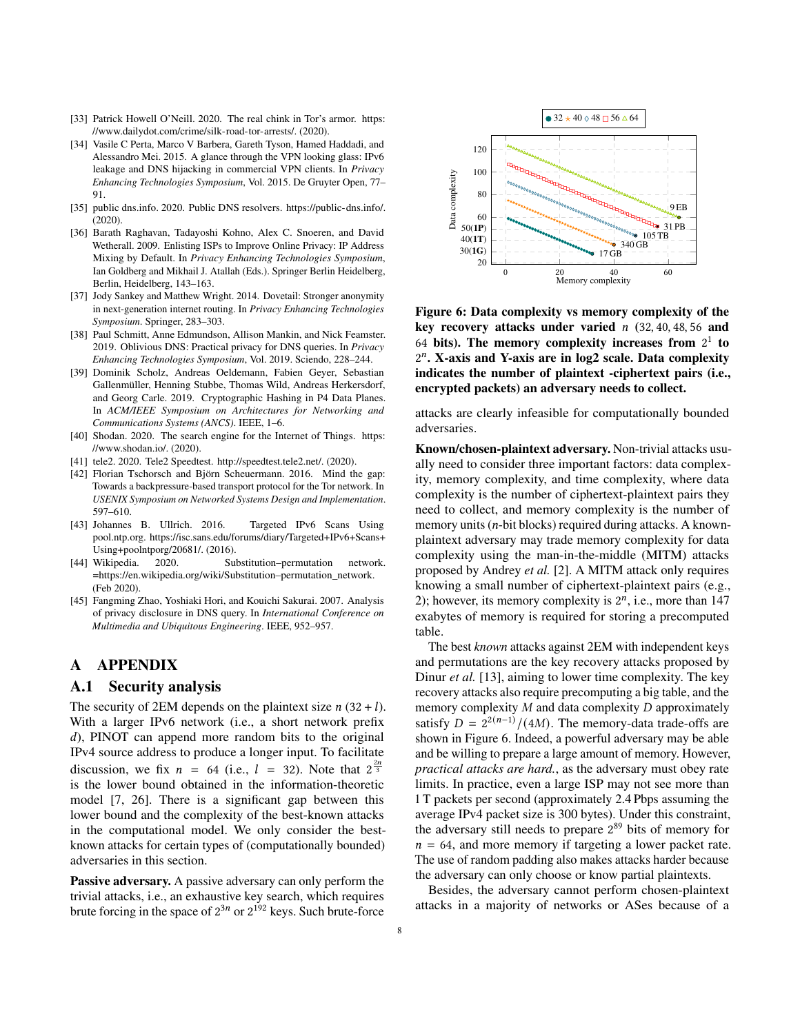[33] Patrick Howell O'Neill. 2020. The real chink in Tor's armor. https://www.dailydot.com/crime/silk-road-tor-arrests/. (2020).

[34] Vasile C Perta, Marco V Barbera, Gareth Tyson, Hamed Haddadi, and Alessandro Mei. 2015. A glance through the VPN looking glass: IPv6 leakage and DNS hijacking in commercial VPN clients. In *Privacy Enhancing Technologies Symposium*, Vol. 2015. De Gruyter Open, 77–91.

[35] public dns.info. 2020. Public DNS resolvers. https://public-dns.info/. (2020).

[36] Barath Raghavan, Tadayoshi Kohno, Alex C. Snoeren, and David Wetherall. 2009. Enlisting ISPs to Improve Online Privacy: IP Address Mixing by Default. In *Privacy Enhancing Technologies Symposium*, Ian Goldberg and Mikhail J. Atallah (Eds.). Springer Berlin Heidelberg, Berlin, Heidelberg, 143–163.

[37] Jody Sankey and Matthew Wright. 2014. Dovetail: Stronger anonymity in next-generation internet routing. In *Privacy Enhancing Technologies Symposium*. Springer, 283–303.

[38] Paul Schmitt, Anne Edmundson, Allison Mankin, and Nick Feamster. 2019. Oblivious DNS: Practical privacy for DNS queries. In *Privacy Enhancing Technologies Symposium*, Vol. 2019. Sciendo, 228–244.

[39] Dominik Scholz, Andreas Oeldemann, Fabien Geyer, Sebastian Gallenmüller, Henning Stubbe, Thomas Wild, Andreas Herkersdorf, and Georg Carle. 2019. Cryptographic Hashing in P4 Data Planes. In *ACM/IEEE Symposium on Architectures for Networking and Communications Systems (ANCS)*. IEEE, 1–6.

[40] Shodan. 2020. The search engine for the Internet of Things. https://www.shodan.io/. (2020).

[41] tele2. 2020. Tele2 Speedtest. http://speedtest.tele2.net/. (2020).

[42] Florian Tschorsch and Björn Scheuermann. 2016. Mind the gap: Towards a backpressure-based transport protocol for the Tor network. In *USENIX Symposium on Networked Systems Design and Implementation*. 597–610.

[43] Johannes B. Ullrich. 2016. Targeted IPv6 Scans Using pool.ntp.org. https://isc.sans.edu/forums/diary/Targeted+IPv6+Scans+Using+poolntporg/20681/. (2016).

[44] Wikipedia. 2020. Substitution–permutation network. =https://en.wikipedia.org/wiki/Substitution–permutation_network. (Feb 2020).

[45] Fangming Zhao, Yoshiaki Hori, and Kouichi Sakurai. 2007. Analysis of privacy disclosure in DNS query. In *International Conference on Multimedia and Ubiquitous Engineering*. IEEE, 952–957.

# A APPENDIX

## A.1 Security analysis

The security of 2EM depends on the plaintext size $n$ $(32 + l)$. With a larger IPv6 network (i.e., a short network prefix $d$), PINOT can append more random bits to the original IPv4 source address to produce a longer input. To facilitate discussion, we fix $n = 64$ (i.e., $l = 32$). Note that $2^{\frac{2n}{3}}$ is the lower bound obtained in the information-theoretic model [7, 26]. There is a significant gap between this lower bound and the complexity of the best-known attacks in the computational model. We only consider the best-known attacks for certain types of (computationally bounded) adversaries in this section.

**Passive adversary.** A passive adversary can only perform the trivial attacks, i.e., an exhaustive key search, which requires brute forcing in the space of $2^{3n}$ or $2^{192}$ keys. Such brute-force attacks are clearly infeasible for computationally bounded adversaries.

**Figure 6: Data complexity vs memory complexity of the key recovery attacks under varied $n$ (32, 40, 48, 56 and 64 bits). The memory complexity increases from $2^1$ to $2^n$. X-axis and Y-axis are in log2 scale. Data complexity indicates the number of plaintext -ciphertext pairs (i.e., encrypted packets) an adversary needs to collect.**

**Known/chosen-plaintext adversary.** Non-trivial attacks usually need to consider three important factors: data complexity, memory complexity, and time complexity, where data complexity is the number of ciphertext-plaintext pairs they need to collect, and memory complexity is the number of memory units ($n$-bit blocks) required during attacks. A known-plaintext adversary may trade memory complexity for data complexity using the man-in-the-middle (MITM) attacks proposed by Andrey *et al.* [2]. A MITM attack only requires knowing a small number of ciphertext-plaintext pairs (e.g., 2); however, its memory complexity is $2^n$, i.e., more than 147 exabytes of memory is required for storing a precomputed table.

The best *known* attacks against 2EM with independent keys and permutations are the key recovery attacks proposed by Dinur *et al.* [13], aiming to lower time complexity. The key recovery attacks also require precomputing a big table, and the memory complexity $M$ and data complexity $D$ approximately satisfy $D = 2^{2(n-1)}/(4M)$. The memory-data trade-offs are shown in Figure 6. Indeed, a powerful adversary may be able and be willing to prepare a large amount of memory. However, *practical attacks are hard.*, as the adversary must obey rate limits. In practice, even a large ISP may not see more than 1 T packets per second (approximately 2.4 Pbps assuming the average IPv4 packet size is 300 bytes). Under this constraint, the adversary still needs to prepare $2^{89}$ bits of memory for $n = 64$, and more memory if targeting a lower packet rate. The use of random padding also makes attacks harder because the adversary can only choose or know partial plaintexts.

Besides, the adversary cannot perform chosen-plaintext attacks in a majority of networks or ASes because of a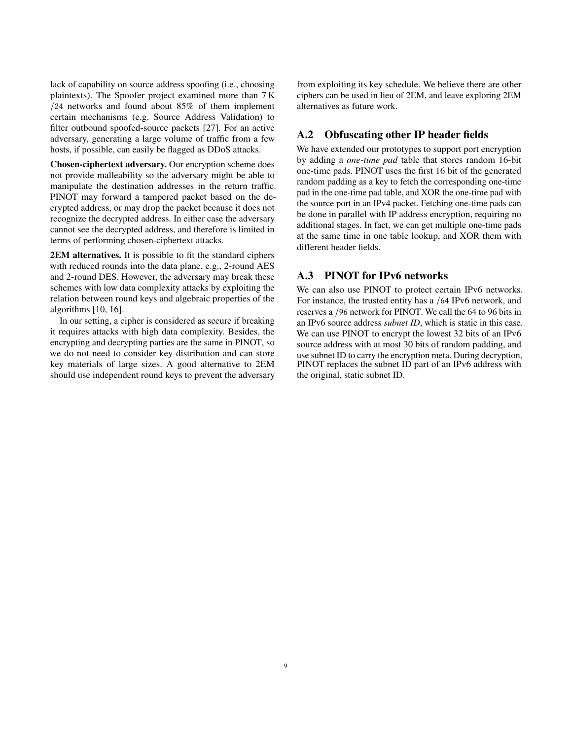lack of capability on source address spoofing (i.e., choosing plaintexts). The Spoofer project examined more than 7 K /24 networks and found about 85% of them implement certain mechanisms (e.g. Source Address Validation) to filter outbound spoofed-source packets [27]. For an active adversary, generating a large volume of traffic from a few hosts, if possible, can easily be flagged as DDoS attacks.

**Chosen-ciphertext adversary.** Our encryption scheme does not provide malleability so the adversary might be able to manipulate the destination addresses in the return traffic. PINOT may forward a tampered packet based on the decrypted address, or may drop the packet because it does not recognize the decrypted address. In either case the adversary cannot see the decrypted address, and therefore is limited in terms of performing chosen-ciphertext attacks.

**2EM alternatives.** It is possible to fit the standard ciphers with reduced rounds into the data plane, e.g., 2-round AES and 2-round DES. However, the adversary may break these schemes with low data complexity attacks by exploiting the relation between round keys and algebraic properties of the algorithms [10, 16].

In our setting, a cipher is considered as secure if breaking it requires attacks with high data complexity. Besides, the encrypting and decrypting parties are the same in PINOT, so we do not need to consider key distribution and can store key materials of large sizes. A good alternative to 2EM should use independent round keys to prevent the adversary from exploiting its key schedule. We believe there are other ciphers can be used in lieu of 2EM, and leave exploring 2EM alternatives as future work.

## A.2 Obfuscating other IP header fields

We have extended our prototypes to support port encryption by adding a *one-time pad* table that stores random 16-bit one-time pads. PINOT uses the first 16 bit of the generated random padding as a key to fetch the corresponding one-time pad in the one-time pad table, and XOR the one-time pad with the source port in an IPv4 packet. Fetching one-time pads can be done in parallel with IP address encryption, requiring no additional stages. In fact, we can get multiple one-time pads at the same time in one table lookup, and XOR them with different header fields.

## A.3 PINOT for IPv6 networks

We can also use PINOT to protect certain IPv6 networks. For instance, the trusted entity has a /64 IPv6 network, and reserves a /96 network for PINOT. We call the 64 to 96 bits in an IPv6 source address *subnet ID*, which is static in this case. We can use PINOT to encrypt the lowest 32 bits of an IPv6 source address with at most 30 bits of random padding, and use subnet ID to carry the encryption meta. During decryption, PINOT replaces the subnet ID part of an IPv6 address with the original, static subnet ID.